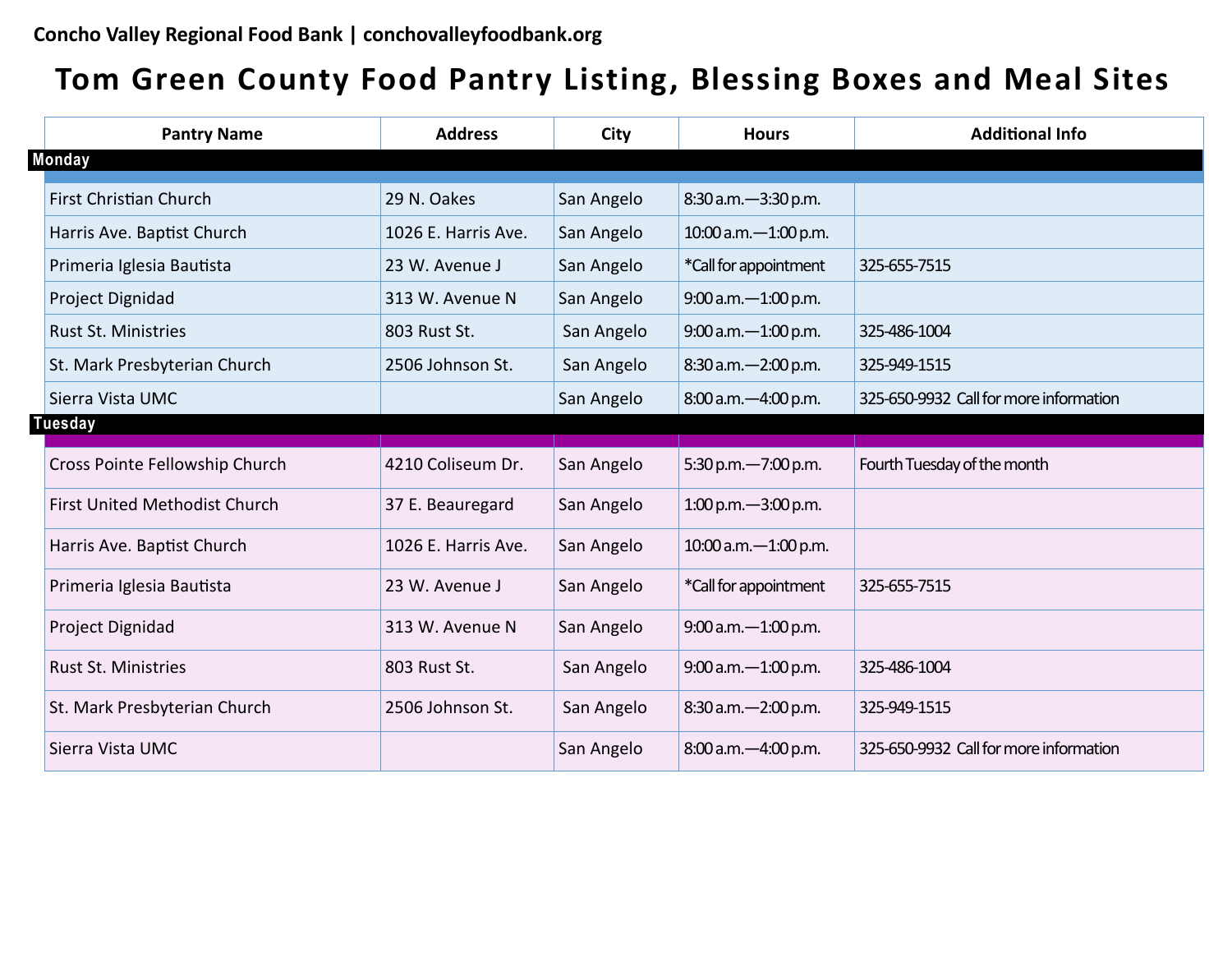Concho Valley Regional Food Bank | conchovalleyfoodbank.org

# Tom Green County Food Pantry Listing, Blessing Boxes and Meal Sites

| Pantry Name | Address | City | Hours | Additional Info |
|---|---|---|---|---|
| **Monday** | | | | |
| First Christian Church | 29 N. Oakes | San Angelo | 8:30 a.m.—3:30 p.m. | |
| Harris Ave. Baptist Church | 1026 E. Harris Ave. | San Angelo | 10:00 a.m.—1:00 p.m. | |
| Primeria Iglesia Bautista | 23 W. Avenue J | San Angelo | *Call for appointment | 325-655-7515 |
| Project Dignidad | 313 W. Avenue N | San Angelo | 9:00 a.m.—1:00 p.m. | |
| Rust St. Ministries | 803 Rust St. | San Angelo | 9:00 a.m.—1:00 p.m. | 325-486-1004 |
| St. Mark Presbyterian Church | 2506 Johnson St. | San Angelo | 8:30 a.m.—2:00 p.m. | 325-949-1515 |
| Sierra Vista UMC | | San Angelo | 8:00 a.m.—4:00 p.m. | 325-650-9932 Call for more information |
| **Tuesday** | | | | |
| Cross Pointe Fellowship Church | 4210 Coliseum Dr. | San Angelo | 5:30 p.m.—7:00 p.m. | Fourth Tuesday of the month |
| First United Methodist Church | 37 E. Beauregard | San Angelo | 1:00 p.m.—3:00 p.m. | |
| Harris Ave. Baptist Church | 1026 E. Harris Ave. | San Angelo | 10:00 a.m.—1:00 p.m. | |
| Primeria Iglesia Bautista | 23 W. Avenue J | San Angelo | *Call for appointment | 325-655-7515 |
| Project Dignidad | 313 W. Avenue N | San Angelo | 9:00 a.m.—1:00 p.m. | |
| Rust St. Ministries | 803 Rust St. | San Angelo | 9:00 a.m.—1:00 p.m. | 325-486-1004 |
| St. Mark Presbyterian Church | 2506 Johnson St. | San Angelo | 8:30 a.m.—2:00 p.m. | 325-949-1515 |
| Sierra Vista UMC | | San Angelo | 8:00 a.m.—4:00 p.m. | 325-650-9932 Call for more information |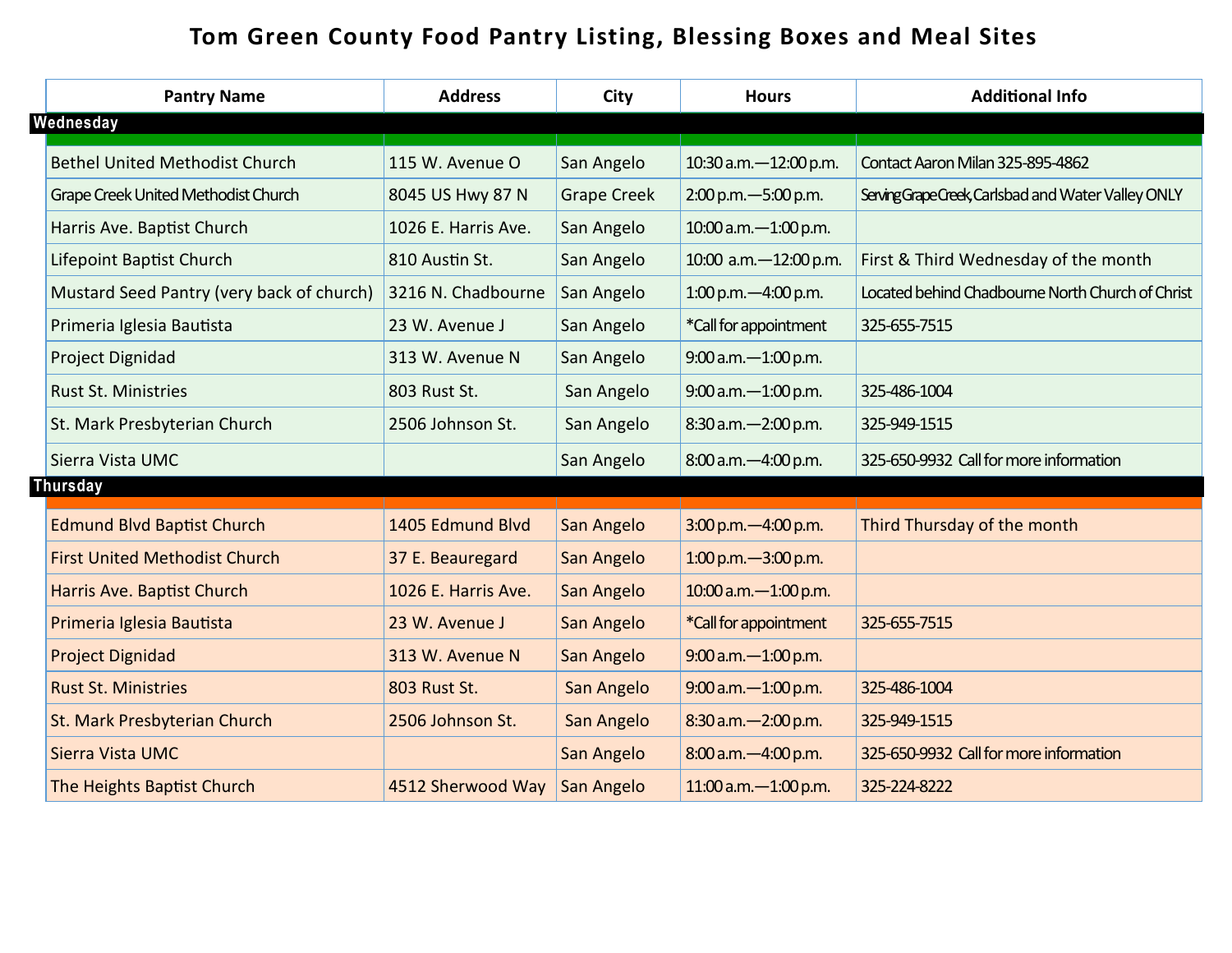# Tom Green County Food Pantry Listing, Blessing Boxes and Meal Sites

| Pantry Name | Address | City | Hours | Additional Info |
|---|---|---|---|---|
| **Wednesday** | | | | |
| Bethel United Methodist Church | 115 W. Avenue O | San Angelo | 10:30 a.m.—12:00 p.m. | Contact Aaron Milan 325-895-4862 |
| Grape Creek United Methodist Church | 8045 US Hwy 87 N | Grape Creek | 2:00 p.m.—5:00 p.m. | Serving Grape Creek, Carlsbad and Water Valley ONLY |
| Harris Ave. Baptist Church | 1026 E. Harris Ave. | San Angelo | 10:00 a.m.—1:00 p.m. | |
| Lifepoint Baptist Church | 810 Austin St. | San Angelo | 10:00 a.m.—12:00 p.m. | First & Third Wednesday of the month |
| Mustard Seed Pantry (very back of church) | 3216 N. Chadbourne | San Angelo | 1:00 p.m.—4:00 p.m. | Located behind Chadbourne North Church of Christ |
| Primeria Iglesia Bautista | 23 W. Avenue J | San Angelo | *Call for appointment | 325-655-7515 |
| Project Dignidad | 313 W. Avenue N | San Angelo | 9:00 a.m.—1:00 p.m. | |
| Rust St. Ministries | 803 Rust St. | San Angelo | 9:00 a.m.—1:00 p.m. | 325-486-1004 |
| St. Mark Presbyterian Church | 2506 Johnson St. | San Angelo | 8:30 a.m.—2:00 p.m. | 325-949-1515 |
| Sierra Vista UMC | | San Angelo | 8:00 a.m.—4:00 p.m. | 325-650-9932 Call for more information |
| **Thursday** | | | | |
| Edmund Blvd Baptist Church | 1405 Edmund Blvd | San Angelo | 3:00 p.m.—4:00 p.m. | Third Thursday of the month |
| First United Methodist Church | 37 E. Beauregard | San Angelo | 1:00 p.m.—3:00 p.m. | |
| Harris Ave. Baptist Church | 1026 E. Harris Ave. | San Angelo | 10:00 a.m.—1:00 p.m. | |
| Primeria Iglesia Bautista | 23 W. Avenue J | San Angelo | *Call for appointment | 325-655-7515 |
| Project Dignidad | 313 W. Avenue N | San Angelo | 9:00 a.m.—1:00 p.m. | |
| Rust St. Ministries | 803 Rust St. | San Angelo | 9:00 a.m.—1:00 p.m. | 325-486-1004 |
| St. Mark Presbyterian Church | 2506 Johnson St. | San Angelo | 8:30 a.m.—2:00 p.m. | 325-949-1515 |
| Sierra Vista UMC | | San Angelo | 8:00 a.m.—4:00 p.m. | 325-650-9932 Call for more information |
| The Heights Baptist Church | 4512 Sherwood Way | San Angelo | 11:00 a.m.—1:00 p.m. | 325-224-8222 |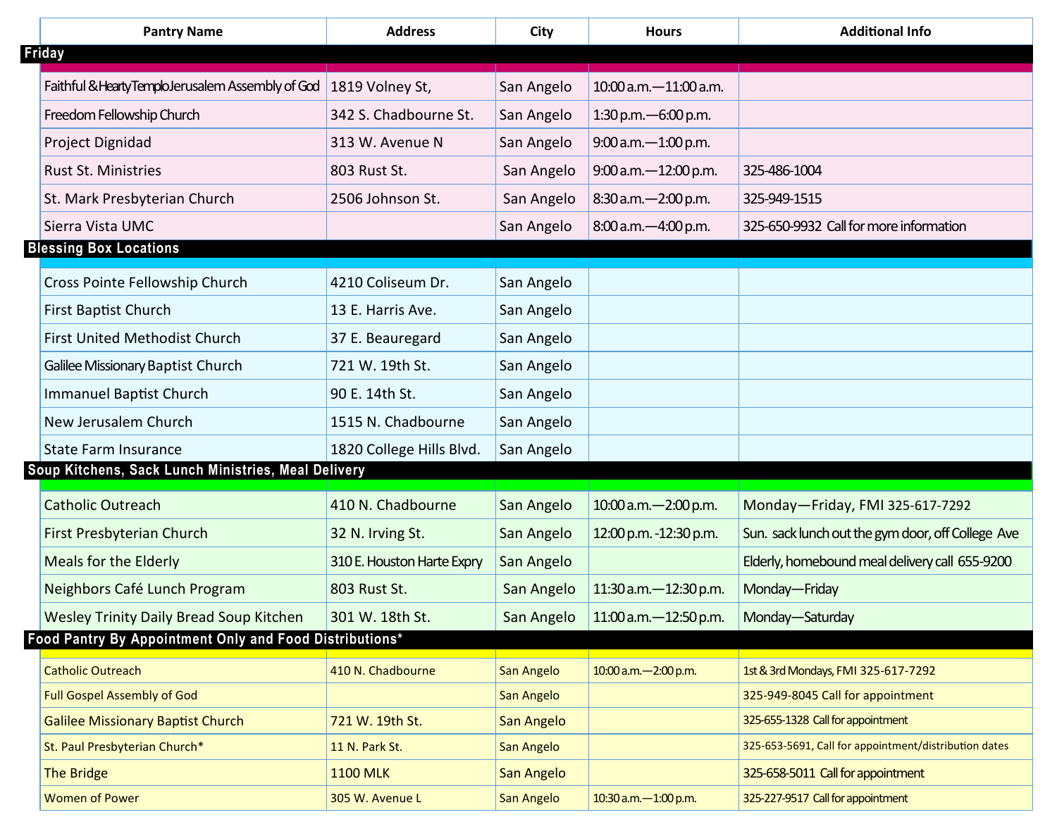| Pantry Name | Address | City | Hours | Additional Info |
|---|---|---|---|---|
| **Friday** | | | | |
| Faithful & Hearty Templo Jerusalem Assembly of God | 1819 Volney St, | San Angelo | 10:00 a.m.—11:00 a.m. | |
| Freedom Fellowship Church | 342 S. Chadbourne St. | San Angelo | 1:30 p.m.—6:00 p.m. | |
| Project Dignidad | 313 W. Avenue N | San Angelo | 9:00 a.m.—1:00 p.m. | |
| Rust St. Ministries | 803 Rust St. | San Angelo | 9:00 a.m.—12:00 p.m. | 325-486-1004 |
| St. Mark Presbyterian Church | 2506 Johnson St. | San Angelo | 8:30 a.m.—2:00 p.m. | 325-949-1515 |
| Sierra Vista UMC | | San Angelo | 8:00 a.m.—4:00 p.m. | 325-650-9932 Call for more information |
| **Blessing Box Locations** | | | | |
| Cross Pointe Fellowship Church | 4210 Coliseum Dr. | San Angelo | | |
| First Baptist Church | 13 E. Harris Ave. | San Angelo | | |
| First United Methodist Church | 37 E. Beauregard | San Angelo | | |
| Galilee Missionary Baptist Church | 721 W. 19th St. | San Angelo | | |
| Immanuel Baptist Church | 90 E. 14th St. | San Angelo | | |
| New Jerusalem Church | 1515 N. Chadbourne | San Angelo | | |
| State Farm Insurance | 1820 College Hills Blvd. | San Angelo | | |
| **Soup Kitchens, Sack Lunch Ministries, Meal Delivery** | | | | |
| Catholic Outreach | 410 N. Chadbourne | San Angelo | 10:00 a.m.—2:00 p.m. | Monday—Friday, FMI 325-617-7292 |
| First Presbyterian Church | 32 N. Irving St. | San Angelo | 12:00 p.m. -12:30 p.m. | Sun. sack lunch out the gym door, off College Ave |
| Meals for the Elderly | 310 E. Houston Harte Expry | San Angelo | | Elderly, homebound meal delivery call 655-9200 |
| Neighbors Café Lunch Program | 803 Rust St. | San Angelo | 11:30 a.m.—12:30 p.m. | Monday—Friday |
| Wesley Trinity Daily Bread Soup Kitchen | 301 W. 18th St. | San Angelo | 11:00 a.m.—12:50 p.m. | Monday—Saturday |
| **Food Pantry By Appointment Only and Food Distributions*** | | | | |
| Catholic Outreach | 410 N. Chadbourne | San Angelo | 10:00 a.m.—2:00 p.m. | 1st & 3rd Mondays, FMI 325-617-7292 |
| Full Gospel Assembly of God | | San Angelo | | 325-949-8045 Call for appointment |
| Galilee Missionary Baptist Church | 721 W. 19th St. | San Angelo | | 325-655-1328 Call for appointment |
| St. Paul Presbyterian Church* | 11 N. Park St. | San Angelo | | 325-653-5691, Call for appointment/distribution dates |
| The Bridge | 1100 MLK | San Angelo | | 325-658-5011 Call for appointment |
| Women of Power | 305 W. Avenue L | San Angelo | 10:30 a.m.—1:00 p.m. | 325-227-9517 Call for appointment |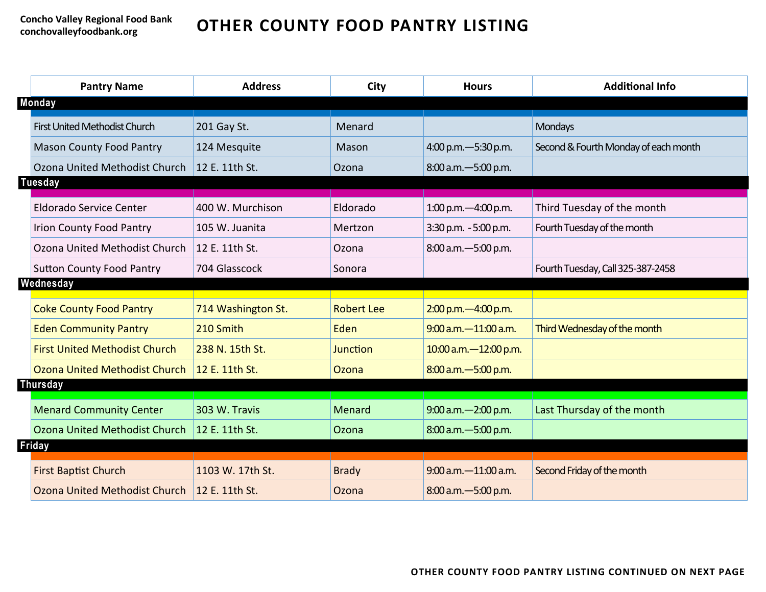Concho Valley Regional Food Bank
conchovalleyfoodbank.org

# OTHER COUNTY FOOD PANTRY LISTING

| Pantry Name | Address | City | Hours | Additional Info |
|---|---|---|---|---|
| **Monday** | | | | |
| First United Methodist Church | 201 Gay St. | Menard | | Mondays |
| Mason County Food Pantry | 124 Mesquite | Mason | 4:00 p.m.—5:30 p.m. | Second & Fourth Monday of each month |
| Ozona United Methodist Church | 12 E. 11th St. | Ozona | 8:00 a.m.—5:00 p.m. | |
| **Tuesday** | | | | |
| Eldorado Service Center | 400 W. Murchison | Eldorado | 1:00 p.m.—4:00 p.m. | Third Tuesday of the month |
| Irion County Food Pantry | 105 W. Juanita | Mertzon | 3:30 p.m. - 5:00 p.m. | Fourth Tuesday of the month |
| Ozona United Methodist Church | 12 E. 11th St. | Ozona | 8:00 a.m.—5:00 p.m. | |
| Sutton County Food Pantry | 704 Glasscock | Sonora | | Fourth Tuesday, Call 325-387-2458 |
| **Wednesday** | | | | |
| Coke County Food Pantry | 714 Washington St. | Robert Lee | 2:00 p.m.—4:00 p.m. | |
| Eden Community Pantry | 210 Smith | Eden | 9:00 a.m.—11:00 a.m. | Third Wednesday of the month |
| First United Methodist Church | 238 N. 15th St. | Junction | 10:00 a.m.—12:00 p.m. | |
| Ozona United Methodist Church | 12 E. 11th St. | Ozona | 8:00 a.m.—5:00 p.m. | |
| **Thursday** | | | | |
| Menard Community Center | 303 W. Travis | Menard | 9:00 a.m.—2:00 p.m. | Last Thursday of the month |
| Ozona United Methodist Church | 12 E. 11th St. | Ozona | 8:00 a.m.—5:00 p.m. | |
| **Friday** | | | | |
| First Baptist Church | 1103 W. 17th St. | Brady | 9:00 a.m.—11:00 a.m. | Second Friday of the month |
| Ozona United Methodist Church | 12 E. 11th St. | Ozona | 8:00 a.m.—5:00 p.m. | |

**OTHER COUNTY FOOD PANTRY LISTING CONTINUED ON NEXT PAGE**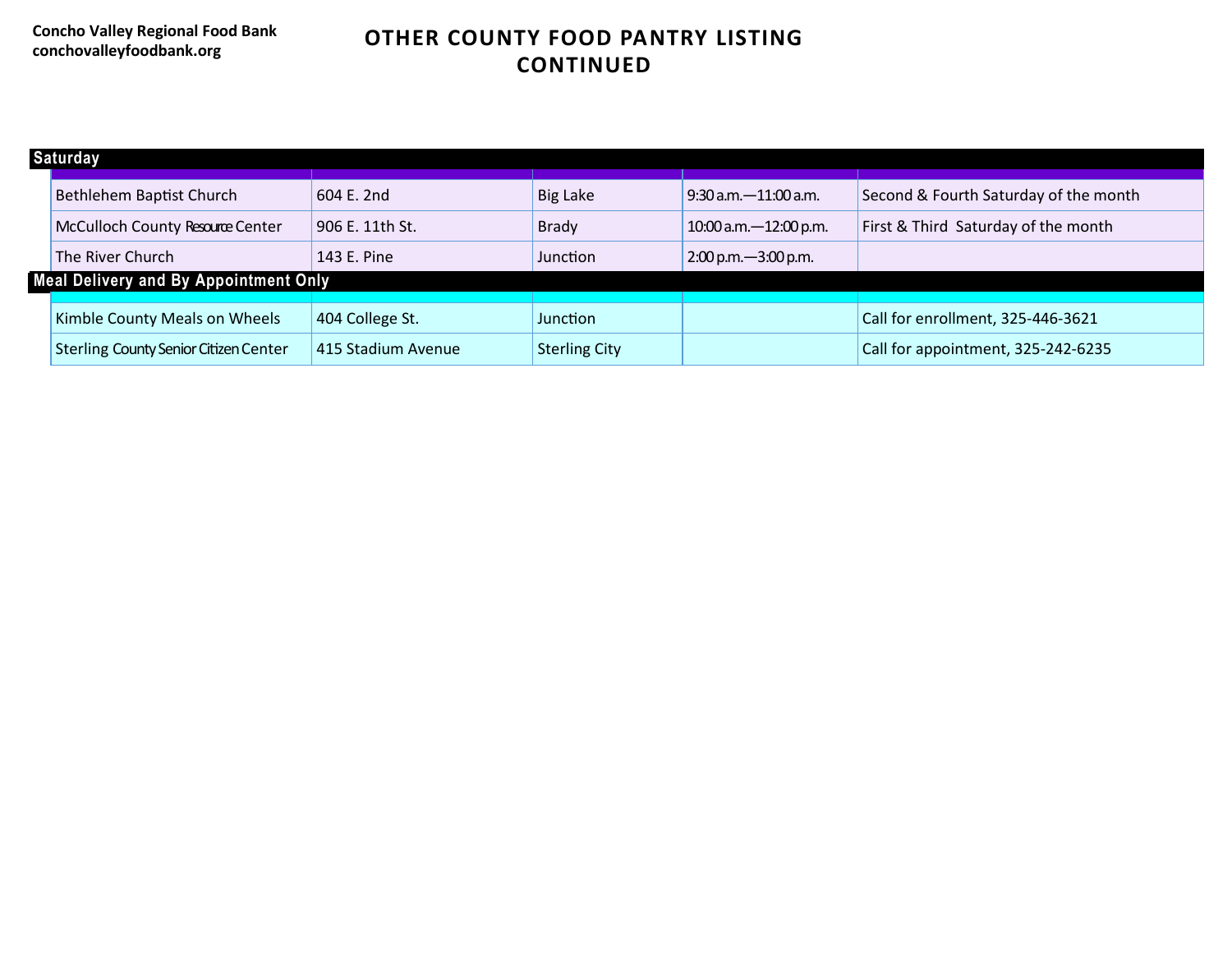Concho Valley Regional Food Bank
conchovalleyfoodbank.org

# OTHER COUNTY FOOD PANTRY LISTING CONTINUED

**Saturday**

| | | | | |
|---|---|---|---|---|
| Bethlehem Baptist Church | 604 E. 2nd | Big Lake | 9:30 a.m.—11:00 a.m. | Second & Fourth Saturday of the month |
| McCulloch County Resource Center | 906 E. 11th St. | Brady | 10:00 a.m.—12:00 p.m. | First & Third Saturday of the month |
| The River Church | 143 E. Pine | Junction | 2:00 p.m.—3:00 p.m. | |

**Meal Delivery and By Appointment Only**

| | | | | |
|---|---|---|---|---|
| Kimble County Meals on Wheels | 404 College St. | Junction | | Call for enrollment, 325-446-3621 |
| Sterling County Senior Citizen Center | 415 Stadium Avenue | Sterling City | | Call for appointment, 325-242-6235 |